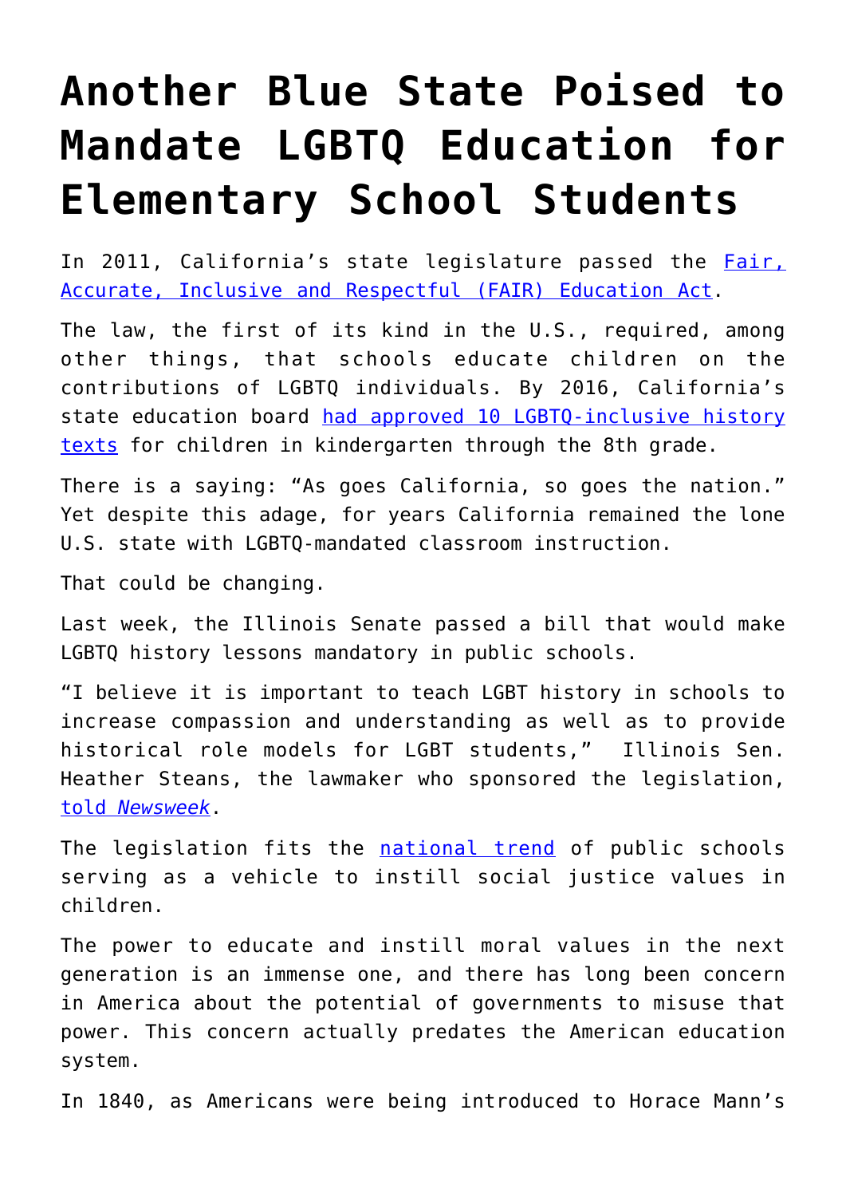# Another Blue State Poised to Mandate LGBTQ Education for Elementary School Students

In 2011, California's state legislature passed the [Fair, Accurate, Inclusive and Respectful (FAIR) Education Act](#).

The law, the first of its kind in the U.S., required, among other things, that schools educate children on the contributions of LGBTQ individuals. By 2016, California's state education board [had approved 10 LGBTQ-inclusive history texts](#) for children in kindergarten through the 8th grade.

There is a saying: "As goes California, so goes the nation." Yet despite this adage, for years California remained the lone U.S. state with LGBTQ-mandated classroom instruction.

That could be changing.

Last week, the Illinois Senate passed a bill that would make LGBTQ history lessons mandatory in public schools.

"I believe it is important to teach LGBT history in schools to increase compassion and understanding as well as to provide historical role models for LGBT students," Illinois Sen. Heather Steans, the lawmaker who sponsored the legislation, [told *Newsweek*](#).

The legislation fits the [national trend](#) of public schools serving as a vehicle to instill social justice values in children.

The power to educate and instill moral values in the next generation is an immense one, and there has long been concern in America about the potential of governments to misuse that power. This concern actually predates the American education system.

In 1840, as Americans were being introduced to Horace Mann's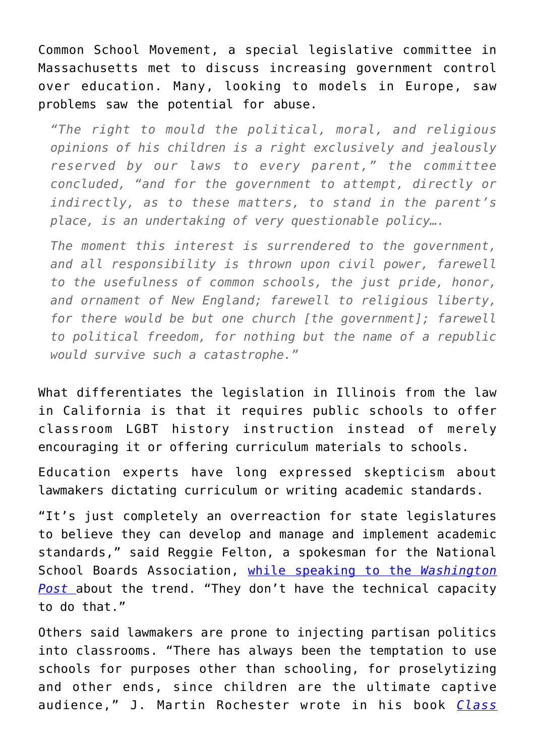Common School Movement, a special legislative committee in Massachusetts met to discuss increasing government control over education. Many, looking to models in Europe, saw problems saw the potential for abuse.

> *"The right to mould the political, moral, and religious opinions of his children is a right exclusively and jealously reserved by our laws to every parent," the committee concluded, "and for the government to attempt, directly or indirectly, as to these matters, to stand in the parent's place, is an undertaking of very questionable policy….*
>
> *The moment this interest is surrendered to the government, and all responsibility is thrown upon civil power, farewell to the usefulness of common schools, the just pride, honor, and ornament of New England; farewell to religious liberty, for there would be but one church [the government]; farewell to political freedom, for nothing but the name of a republic would survive such a catastrophe."*

What differentiates the legislation in Illinois from the law in California is that it requires public schools to offer classroom LGBT history instruction instead of merely encouraging it or offering curriculum materials to schools.

Education experts have long expressed skepticism about lawmakers dictating curriculum or writing academic standards.

"It's just completely an overreaction for state legislatures to believe they can develop and manage and implement academic standards," said Reggie Felton, a spokesman for the National School Boards Association, while speaking to the *Washington Post* about the trend. "They don't have the technical capacity to do that."

Others said lawmakers are prone to injecting partisan politics into classrooms. "There has always been the temptation to use schools for purposes other than schooling, for proselytizing and other ends, since children are the ultimate captive audience," J. Martin Rochester wrote in his book *Class*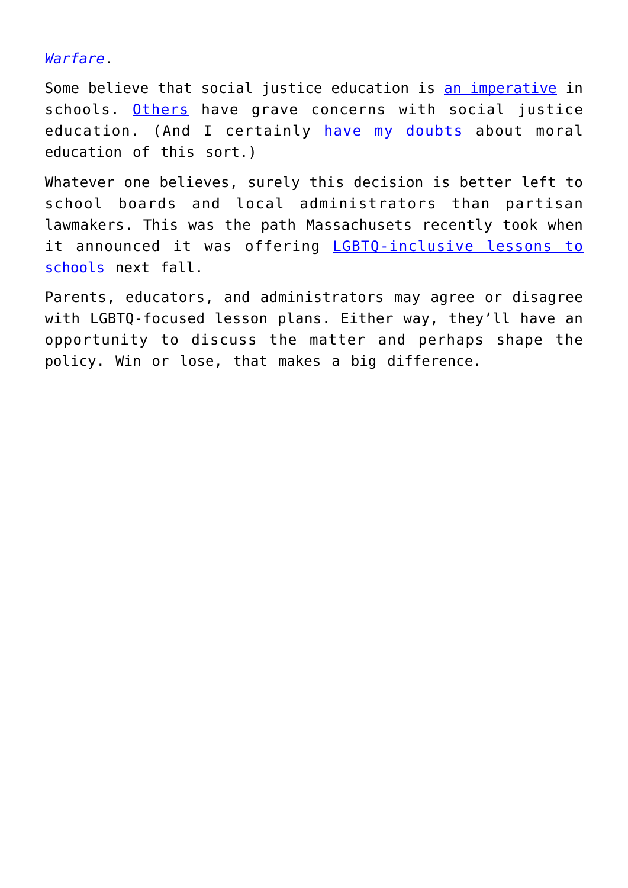*Warfare*.

Some believe that social justice education is an imperative in schools. Others have grave concerns with social justice education. (And I certainly have my doubts about moral education of this sort.)

Whatever one believes, surely this decision is better left to school boards and local administrators than partisan lawmakers. This was the path Massachusets recently took when it announced it was offering LGBTQ-inclusive lessons to schools next fall.

Parents, educators, and administrators may agree or disagree with LGBTQ-focused lesson plans. Either way, they'll have an opportunity to discuss the matter and perhaps shape the policy. Win or lose, that makes a big difference.